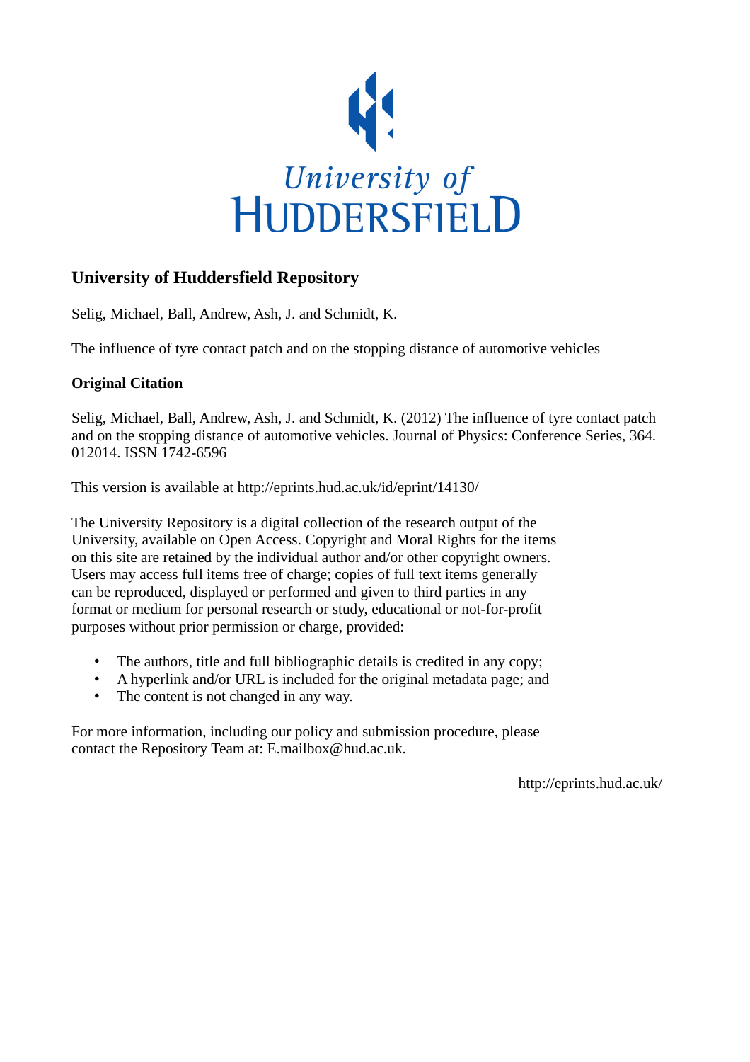University of HUDDERSFIELD

## University of Huddersfield Repository

Selig, Michael, Ball, Andrew, Ash, J. and Schmidt, K.

The influence of tyre contact patch and on the stopping distance of automotive vehicles

### Original Citation

Selig, Michael, Ball, Andrew, Ash, J. and Schmidt, K. (2012) The influence of tyre contact patch and on the stopping distance of automotive vehicles. Journal of Physics: Conference Series, 364. 012014. ISSN 1742-6596

This version is available at http://eprints.hud.ac.uk/id/eprint/14130/

The University Repository is a digital collection of the research output of the University, available on Open Access. Copyright and Moral Rights for the items on this site are retained by the individual author and/or other copyright owners. Users may access full items free of charge; copies of full text items generally can be reproduced, displayed or performed and given to third parties in any format or medium for personal research or study, educational or not-for-profit purposes without prior permission or charge, provided:

- The authors, title and full bibliographic details is credited in any copy;
- A hyperlink and/or URL is included for the original metadata page; and
- The content is not changed in any way.

For more information, including our policy and submission procedure, please contact the Repository Team at: E.mailbox@hud.ac.uk.

http://eprints.hud.ac.uk/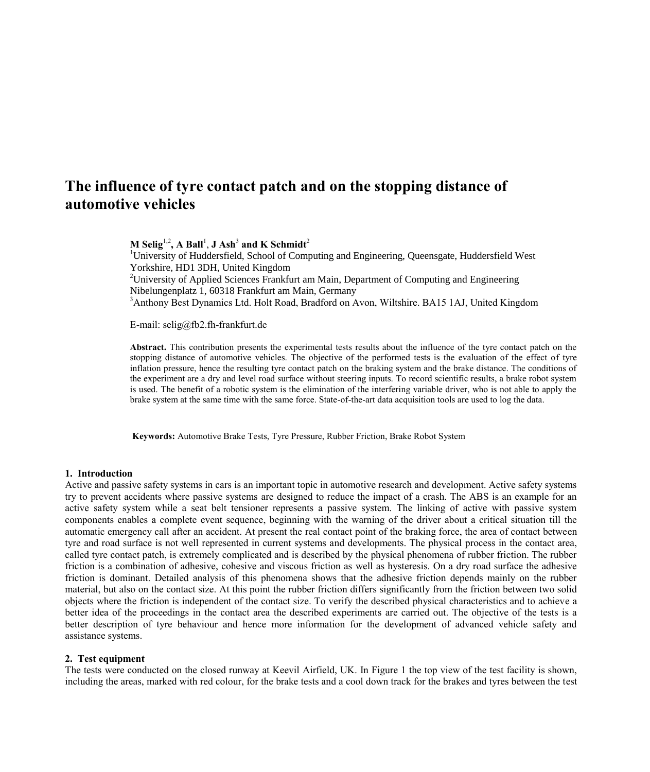# The influence of tyre contact patch and on the stopping distance of automotive vehicles

**M Selig[1,2], A Ball[1], J Ash[3] and K Schmidt[2]**
[1]University of Huddersfield, School of Computing and Engineering, Queensgate, Huddersfield West Yorkshire, HD1 3DH, United Kingdom
[2]University of Applied Sciences Frankfurt am Main, Department of Computing and Engineering Nibelungenplatz 1, 60318 Frankfurt am Main, Germany
[3]Anthony Best Dynamics Ltd. Holt Road, Bradford on Avon, Wiltshire. BA15 1AJ, United Kingdom

E-mail: selig@fb2.fh-frankfurt.de

**Abstract.** This contribution presents the experimental tests results about the influence of the tyre contact patch on the stopping distance of automotive vehicles. The objective of the performed tests is the evaluation of the effect of tyre inflation pressure, hence the resulting tyre contact patch on the braking system and the brake distance. The conditions of the experiment are a dry and level road surface without steering inputs. To record scientific results, a brake robot system is used. The benefit of a robotic system is the elimination of the interfering variable driver, who is not able to apply the brake system at the same time with the same force. State-of-the-art data acquisition tools are used to log the data.

**Keywords:** Automotive Brake Tests, Tyre Pressure, Rubber Friction, Brake Robot System

## 1. Introduction

Active and passive safety systems in cars is an important topic in automotive research and development. Active safety systems try to prevent accidents where passive systems are designed to reduce the impact of a crash. The ABS is an example for an active safety system while a seat belt tensioner represents a passive system. The linking of active with passive system components enables a complete event sequence, beginning with the warning of the driver about a critical situation till the automatic emergency call after an accident. At present the real contact point of the braking force, the area of contact between tyre and road surface is not well represented in current systems and developments. The physical process in the contact area, called tyre contact patch, is extremely complicated and is described by the physical phenomena of rubber friction. The rubber friction is a combination of adhesive, cohesive and viscous friction as well as hysteresis. On a dry road surface the adhesive friction is dominant. Detailed analysis of this phenomena shows that the adhesive friction depends mainly on the rubber material, but also on the contact size. At this point the rubber friction differs significantly from the friction between two solid objects where the friction is independent of the contact size. To verify the described physical characteristics and to achieve a better idea of the proceedings in the contact area the described experiments are carried out. The objective of the tests is a better description of tyre behaviour and hence more information for the development of advanced vehicle safety and assistance systems.

## 2. Test equipment

The tests were conducted on the closed runway at Keevil Airfield, UK. In Figure 1 the top view of the test facility is shown, including the areas, marked with red colour, for the brake tests and a cool down track for the brakes and tyres between the test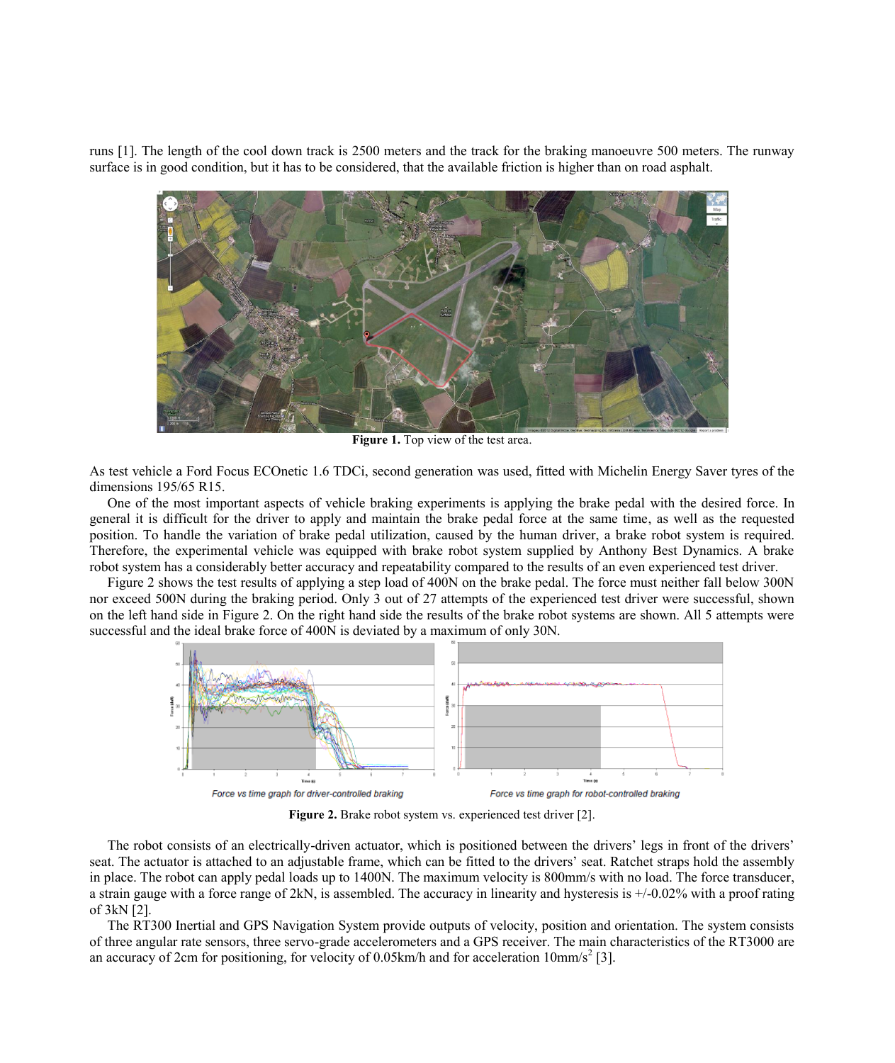runs [1]. The length of the cool down track is 2500 meters and the track for the braking manoeuvre 500 meters. The runway surface is in good condition, but it has to be considered, that the available friction is higher than on road asphalt.

**Figure 1.** Top view of the test area.

As test vehicle a Ford Focus ECOnetic 1.6 TDCi, second generation was used, fitted with Michelin Energy Saver tyres of the dimensions 195/65 R15.

One of the most important aspects of vehicle braking experiments is applying the brake pedal with the desired force. In general it is difficult for the driver to apply and maintain the brake pedal force at the same time, as well as the requested position. To handle the variation of brake pedal utilization, caused by the human driver, a brake robot system is required. Therefore, the experimental vehicle was equipped with brake robot system supplied by Anthony Best Dynamics. A brake robot system has a considerably better accuracy and repeatability compared to the results of an even experienced test driver.

Figure 2 shows the test results of applying a step load of 400N on the brake pedal. The force must neither fall below 300N nor exceed 500N during the braking period. Only 3 out of 27 attempts of the experienced test driver were successful, shown on the left hand side in Figure 2. On the right hand side the results of the brake robot systems are shown. All 5 attempts were successful and the ideal brake force of 400N is deviated by a maximum of only 30N.

Force vs time graph for driver-controlled braking

Force vs time graph for robot-controlled braking

**Figure 2.** Brake robot system vs. experienced test driver [2].

The robot consists of an electrically-driven actuator, which is positioned between the drivers' legs in front of the drivers' seat. The actuator is attached to an adjustable frame, which can be fitted to the drivers' seat. Ratchet straps hold the assembly in place. The robot can apply pedal loads up to 1400N. The maximum velocity is 800mm/s with no load. The force transducer, a strain gauge with a force range of 2kN, is assembled. The accuracy in linearity and hysteresis is +/-0.02% with a proof rating of 3kN [2].

The RT300 Inertial and GPS Navigation System provide outputs of velocity, position and orientation. The system consists of three angular rate sensors, three servo-grade accelerometers and a GPS receiver. The main characteristics of the RT3000 are an accuracy of 2cm for positioning, for velocity of 0.05km/h and for acceleration 10mm/s$^2$ [3].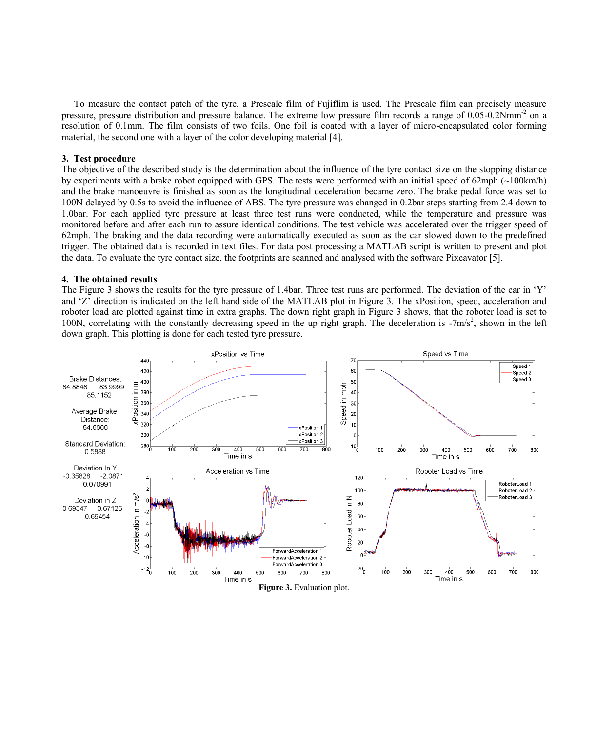To measure the contact patch of the tyre, a Prescale film of Fujiflim is used. The Prescale film can precisely measure pressure, pressure distribution and pressure balance. The extreme low pressure film records a range of 0.05-0.2Nmm$^{-2}$ on a resolution of 0.1mm. The film consists of two foils. One foil is coated with a layer of micro-encapsulated color forming material, the second one with a layer of the color developing material [4].

## 3. Test procedure

The objective of the described study is the determination about the influence of the tyre contact size on the stopping distance by experiments with a brake robot equipped with GPS. The tests were performed with an initial speed of 62mph (~100km/h) and the brake manoeuvre is finished as soon as the longitudinal deceleration became zero. The brake pedal force was set to 100N delayed by 0.5s to avoid the influence of ABS. The tyre pressure was changed in 0.2bar steps starting from 2.4 down to 1.0bar. For each applied tyre pressure at least three test runs were conducted, while the temperature and pressure was monitored before and after each run to assure identical conditions. The test vehicle was accelerated over the trigger speed of 62mph. The braking and the data recording were automatically executed as soon as the car slowed down to the predefined trigger. The obtained data is recorded in text files. For data post processing a MATLAB script is written to present and plot the data. To evaluate the tyre contact size, the footprints are scanned and analysed with the software Pixcavator [5].

## 4. The obtained results

The Figure 3 shows the results for the tyre pressure of 1.4bar. Three test runs are performed. The deviation of the car in 'Y' and 'Z' direction is indicated on the left hand side of the MATLAB plot in Figure 3. The xPosition, speed, acceleration and roboter load are plotted against time in extra graphs. The down right graph in Figure 3 shows, that the roboter load is set to 100N, correlating with the constantly decreasing speed in the up right graph. The deceleration is -7m/s$^2$, shown in the left down graph. This plotting is done for each tested tyre pressure.

Brake Distances: 84.8848 83.9999 85.1152

Average Brake Distance: 84.6666

Standard Deviation: 0.5888

Deviation In Y: -0.35828 -2.0871 -0.070991

Deviation in Z: 0.69347 0.67126 0.69454

**Figure 3.** Evaluation plot.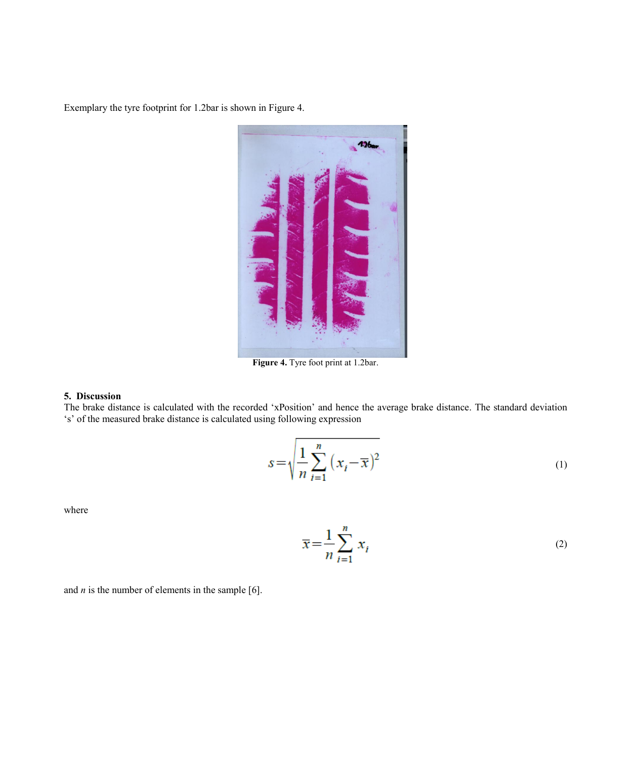Exemplary the tyre footprint for 1.2bar is shown in Figure 4.

**Figure 4.** Tyre foot print at 1.2bar.

## 5. Discussion

The brake distance is calculated with the recorded 'xPosition' and hence the average brake distance. The standard deviation 's' of the measured brake distance is calculated using following expression

$$s=\sqrt{\frac{1}{n}\sum_{i=1}^{n}\left(x_i-\overline{x}\right)^2} \tag{1}$$

where

$$\overline{x}=\frac{1}{n}\sum_{i=1}^{n}x_i \tag{2}$$

and $n$ is the number of elements in the sample [6].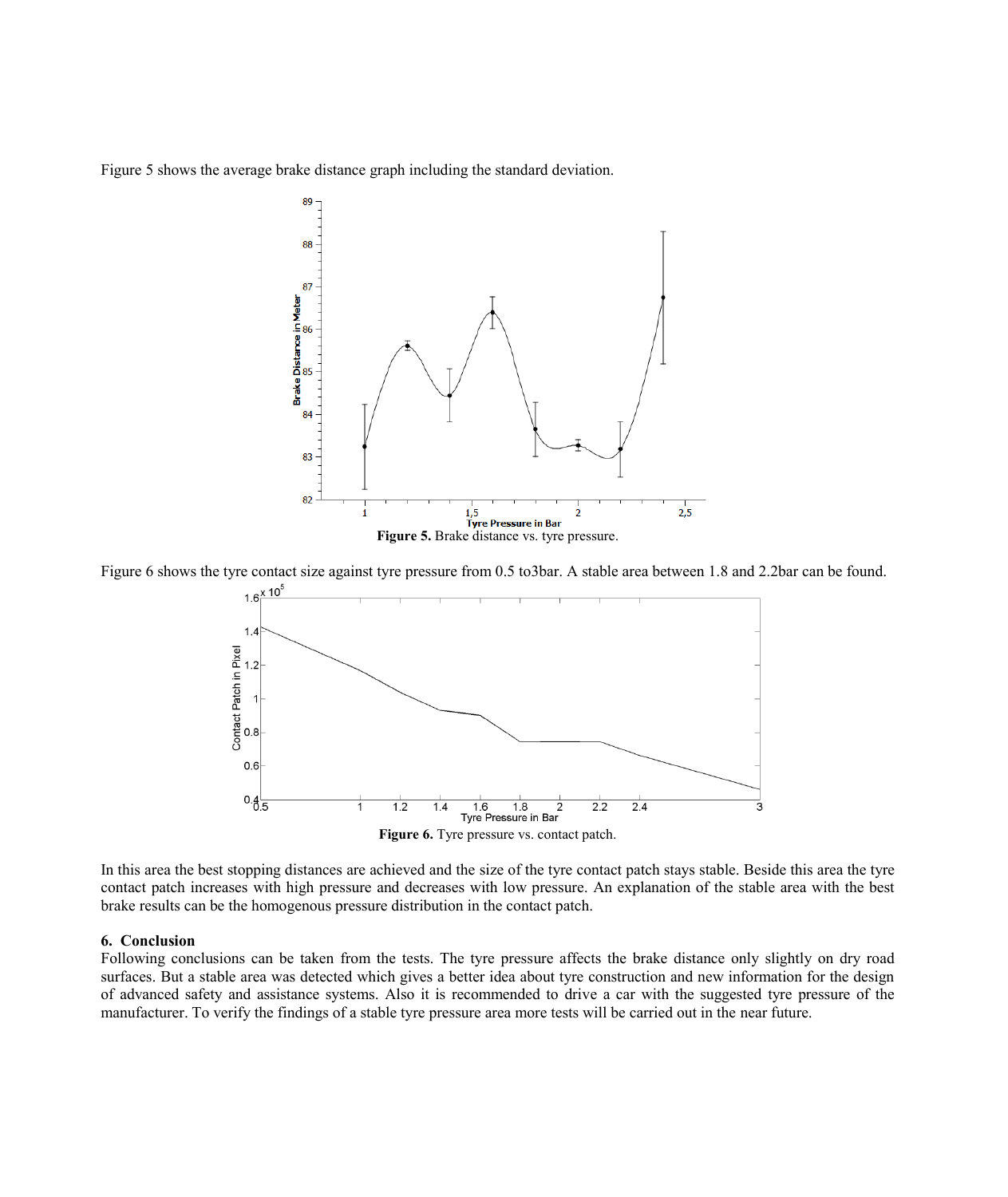Figure 5 shows the average brake distance graph including the standard deviation.

**Figure 5.** Brake distance vs. tyre pressure.

Figure 6 shows the tyre contact size against tyre pressure from 0.5 to3bar. A stable area between 1.8 and 2.2bar can be found.

**Figure 6.** Tyre pressure vs. contact patch.

In this area the best stopping distances are achieved and the size of the tyre contact patch stays stable. Beside this area the tyre contact patch increases with high pressure and decreases with low pressure. An explanation of the stable area with the best brake results can be the homogenous pressure distribution in the contact patch.

## 6. Conclusion

Following conclusions can be taken from the tests. The tyre pressure affects the brake distance only slightly on dry road surfaces. But a stable area was detected which gives a better idea about tyre construction and new information for the design of advanced safety and assistance systems. Also it is recommended to drive a car with the suggested tyre pressure of the manufacturer. To verify the findings of a stable tyre pressure area more tests will be carried out in the near future.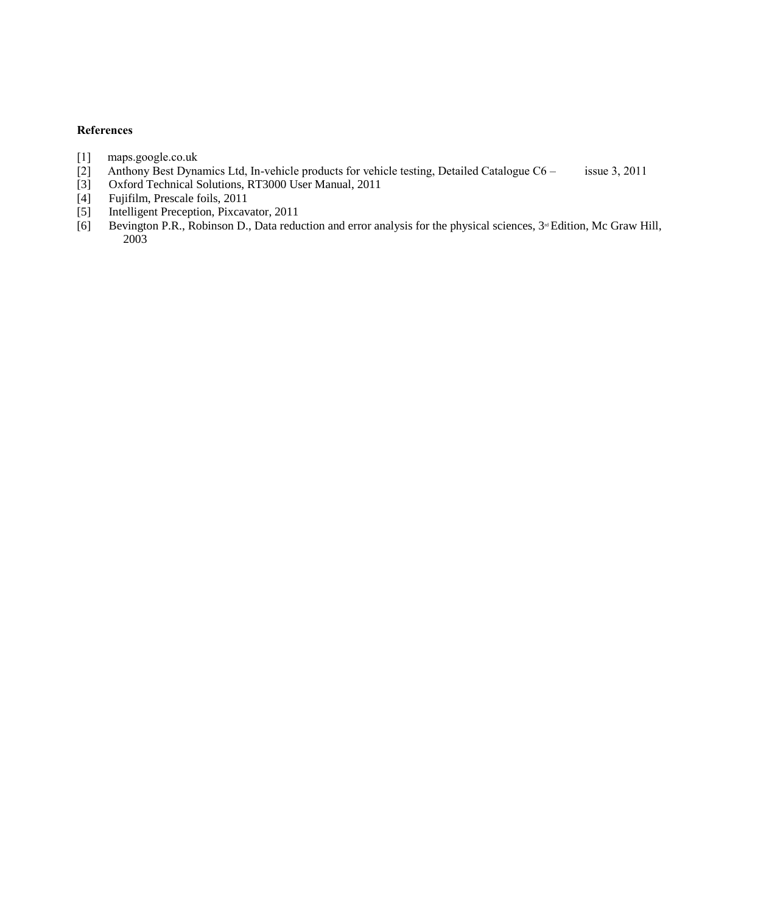**References**

[1] maps.google.co.uk
[2] Anthony Best Dynamics Ltd, In-vehicle products for vehicle testing, Detailed Catalogue C6 – issue 3, 2011
[3] Oxford Technical Solutions, RT3000 User Manual, 2011
[4] Fujifilm, Prescale foils, 2011
[5] Intelligent Preception, Pixcavator, 2011
[6] Bevington P.R., Robinson D., Data reduction and error analysis for the physical sciences, 3rd Edition, Mc Graw Hill, 2003